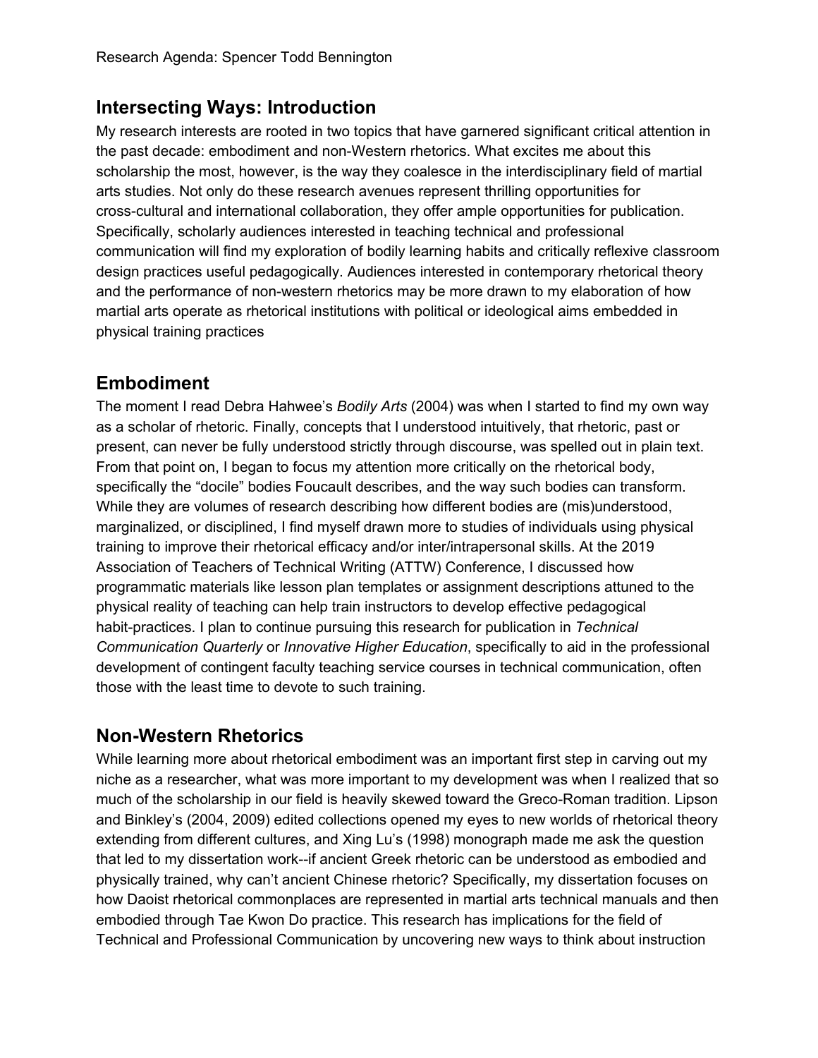Research Agenda: Spencer Todd Bennington

## Intersecting Ways: Introduction

My research interests are rooted in two topics that have garnered significant critical attention in the past decade: embodiment and non-Western rhetorics. What excites me about this scholarship the most, however, is the way they coalesce in the interdisciplinary field of martial arts studies. Not only do these research avenues represent thrilling opportunities for cross-cultural and international collaboration, they offer ample opportunities for publication. Specifically, scholarly audiences interested in teaching technical and professional communication will find my exploration of bodily learning habits and critically reflexive classroom design practices useful pedagogically. Audiences interested in contemporary rhetorical theory and the performance of non-western rhetorics may be more drawn to my elaboration of how martial arts operate as rhetorical institutions with political or ideological aims embedded in physical training practices

## Embodiment

The moment I read Debra Hahwee's *Bodily Arts* (2004) was when I started to find my own way as a scholar of rhetoric. Finally, concepts that I understood intuitively, that rhetoric, past or present, can never be fully understood strictly through discourse, was spelled out in plain text. From that point on, I began to focus my attention more critically on the rhetorical body, specifically the "docile" bodies Foucault describes, and the way such bodies can transform. While they are volumes of research describing how different bodies are (mis)understood, marginalized, or disciplined, I find myself drawn more to studies of individuals using physical training to improve their rhetorical efficacy and/or inter/intrapersonal skills. At the 2019 Association of Teachers of Technical Writing (ATTW) Conference, I discussed how programmatic materials like lesson plan templates or assignment descriptions attuned to the physical reality of teaching can help train instructors to develop effective pedagogical habit-practices. I plan to continue pursuing this research for publication in *Technical Communication Quarterly* or *Innovative Higher Education*, specifically to aid in the professional development of contingent faculty teaching service courses in technical communication, often those with the least time to devote to such training.

## Non-Western Rhetorics

While learning more about rhetorical embodiment was an important first step in carving out my niche as a researcher, what was more important to my development was when I realized that so much of the scholarship in our field is heavily skewed toward the Greco-Roman tradition. Lipson and Binkley's (2004, 2009) edited collections opened my eyes to new worlds of rhetorical theory extending from different cultures, and Xing Lu's (1998) monograph made me ask the question that led to my dissertation work--if ancient Greek rhetoric can be understood as embodied and physically trained, why can't ancient Chinese rhetoric? Specifically, my dissertation focuses on how Daoist rhetorical commonplaces are represented in martial arts technical manuals and then embodied through Tae Kwon Do practice. This research has implications for the field of Technical and Professional Communication by uncovering new ways to think about instruction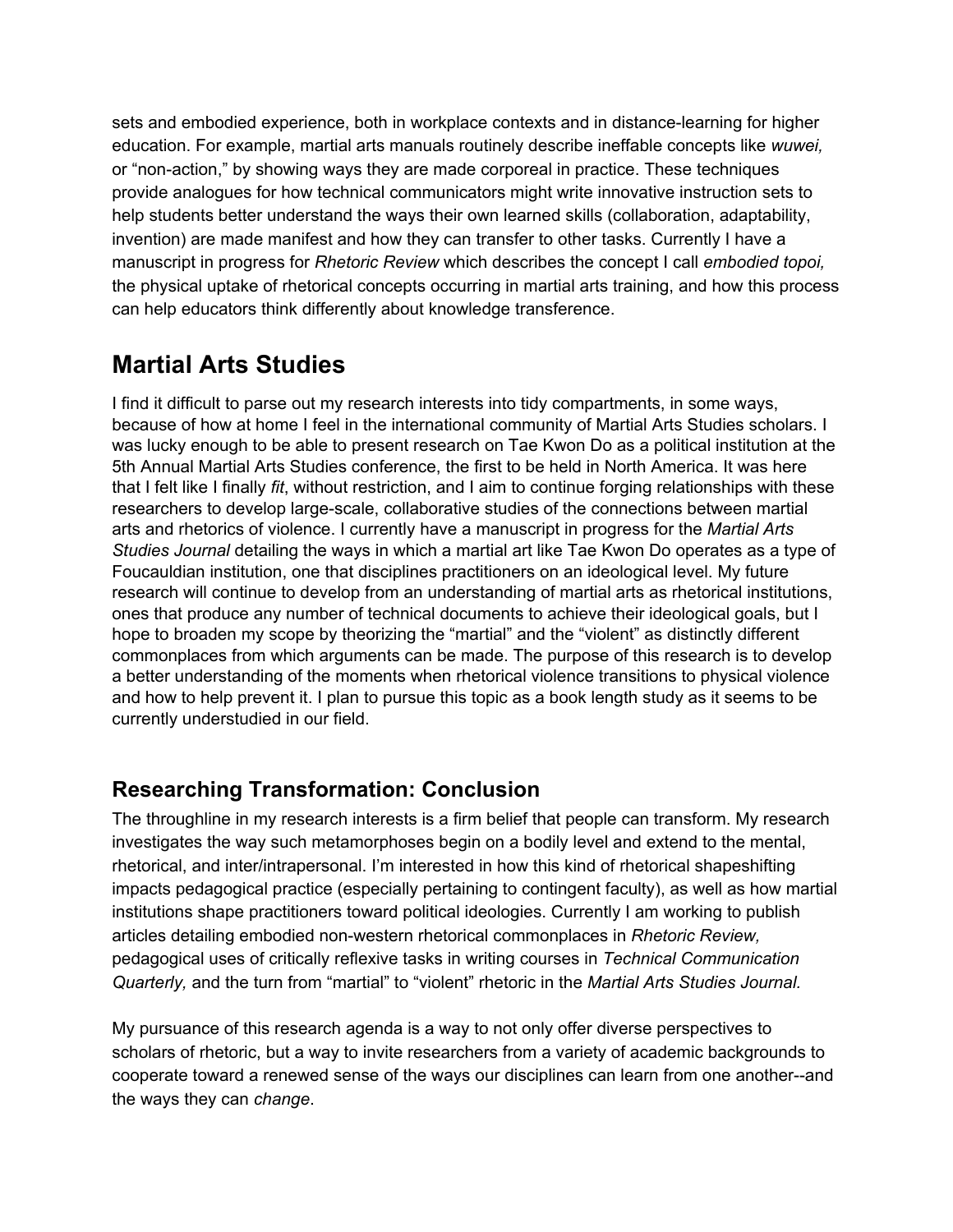sets and embodied experience, both in workplace contexts and in distance-learning for higher education. For example, martial arts manuals routinely describe ineffable concepts like *wuwei,* or "non-action," by showing ways they are made corporeal in practice. These techniques provide analogues for how technical communicators might write innovative instruction sets to help students better understand the ways their own learned skills (collaboration, adaptability, invention) are made manifest and how they can transfer to other tasks. Currently I have a manuscript in progress for *Rhetoric Review* which describes the concept I call *embodied topoi,* the physical uptake of rhetorical concepts occurring in martial arts training, and how this process can help educators think differently about knowledge transference.

# Martial Arts Studies

I find it difficult to parse out my research interests into tidy compartments, in some ways, because of how at home I feel in the international community of Martial Arts Studies scholars. I was lucky enough to be able to present research on Tae Kwon Do as a political institution at the 5th Annual Martial Arts Studies conference, the first to be held in North America. It was here that I felt like I finally *fit*, without restriction, and I aim to continue forging relationships with these researchers to develop large-scale, collaborative studies of the connections between martial arts and rhetorics of violence. I currently have a manuscript in progress for the *Martial Arts Studies Journal* detailing the ways in which a martial art like Tae Kwon Do operates as a type of Foucauldian institution, one that disciplines practitioners on an ideological level. My future research will continue to develop from an understanding of martial arts as rhetorical institutions, ones that produce any number of technical documents to achieve their ideological goals, but I hope to broaden my scope by theorizing the "martial" and the "violent" as distinctly different commonplaces from which arguments can be made. The purpose of this research is to develop a better understanding of the moments when rhetorical violence transitions to physical violence and how to help prevent it. I plan to pursue this topic as a book length study as it seems to be currently understudied in our field.

## Researching Transformation: Conclusion

The throughline in my research interests is a firm belief that people can transform. My research investigates the way such metamorphoses begin on a bodily level and extend to the mental, rhetorical, and inter/intrapersonal. I'm interested in how this kind of rhetorical shapeshifting impacts pedagogical practice (especially pertaining to contingent faculty), as well as how martial institutions shape practitioners toward political ideologies. Currently I am working to publish articles detailing embodied non-western rhetorical commonplaces in *Rhetoric Review,* pedagogical uses of critically reflexive tasks in writing courses in *Technical Communication Quarterly,* and the turn from "martial" to "violent" rhetoric in the *Martial Arts Studies Journal*.

My pursuance of this research agenda is a way to not only offer diverse perspectives to scholars of rhetoric, but a way to invite researchers from a variety of academic backgrounds to cooperate toward a renewed sense of the ways our disciplines can learn from one another--and the ways they can *change*.